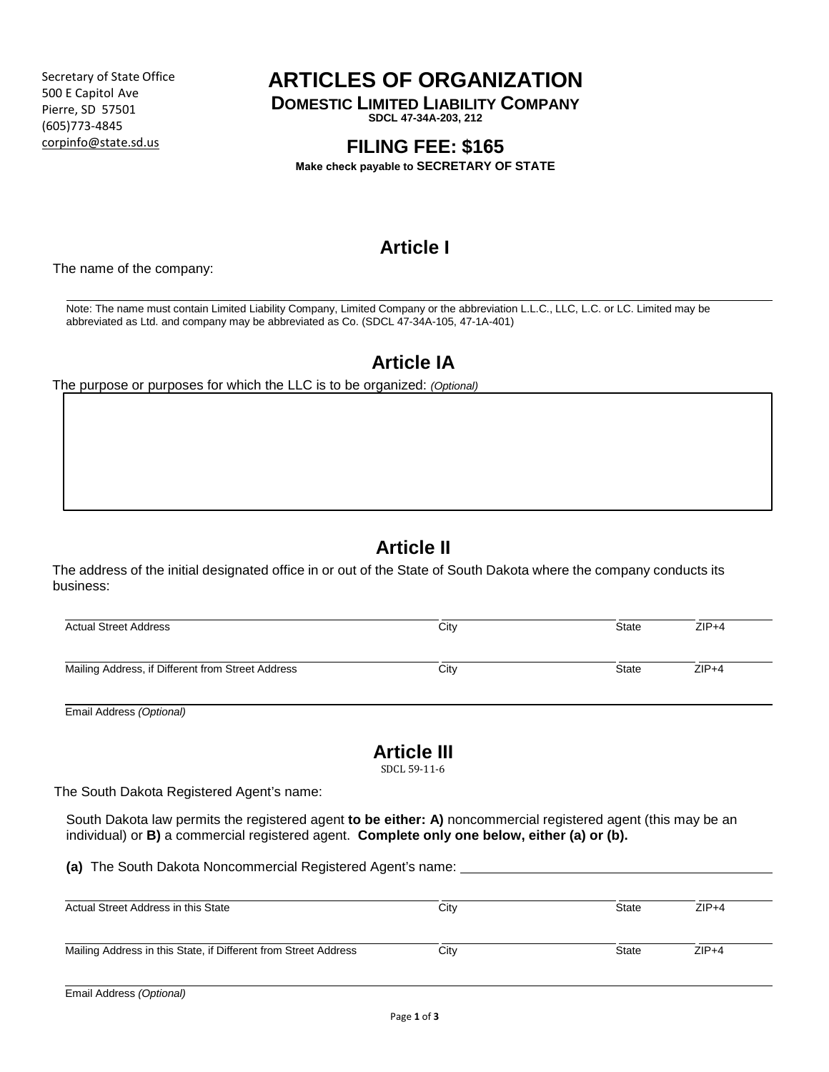Secretary of State Office
500 E Capitol Ave
Pierre, SD 57501
(605)773-4845
corpinfo@state.sd.us

# ARTICLES OF ORGANIZATION

## DOMESTIC LIMITED LIABILITY COMPANY

**SDCL 47-34A-203, 212**

## FILING FEE: $165

**Make check payable to SECRETARY OF STATE**

## Article I

The name of the company:

_______________________________________________

Note: The name must contain Limited Liability Company, Limited Company or the abbreviation L.L.C., LLC, L.C. or LC. Limited may be abbreviated as Ltd. and company may be abbreviated as Co. (SDCL 47-34A-105, 47-1A-401)

## Article IA

The purpose or purposes for which the LLC is to be organized: *(Optional)*

| |
|---|
| |

## Article II

The address of the initial designated office in or out of the State of South Dakota where the company conducts its business:

| Actual Street Address | City | State | ZIP+4 |
|---|---|---|---|
| | | | |

| Mailing Address, if Different from Street Address | City | State | ZIP+4 |
|---|---|---|---|
| | | | |

Email Address *(Optional)*

## Article III

SDCL 59-11-6

The South Dakota Registered Agent's name:

South Dakota law permits the registered agent **to be either: A)** noncommercial registered agent (this may be an individual) or **B)** a commercial registered agent. **Complete only one below, either (a) or (b).**

**(a)** The South Dakota Noncommercial Registered Agent's name: _______________________

| Actual Street Address in this State | City | State | ZIP+4 |
|---|---|---|---|
| | | | |

| Mailing Address in this State, if Different from Street Address | City | State | ZIP+4 |
|---|---|---|---|
| | | | |

Email Address *(Optional)*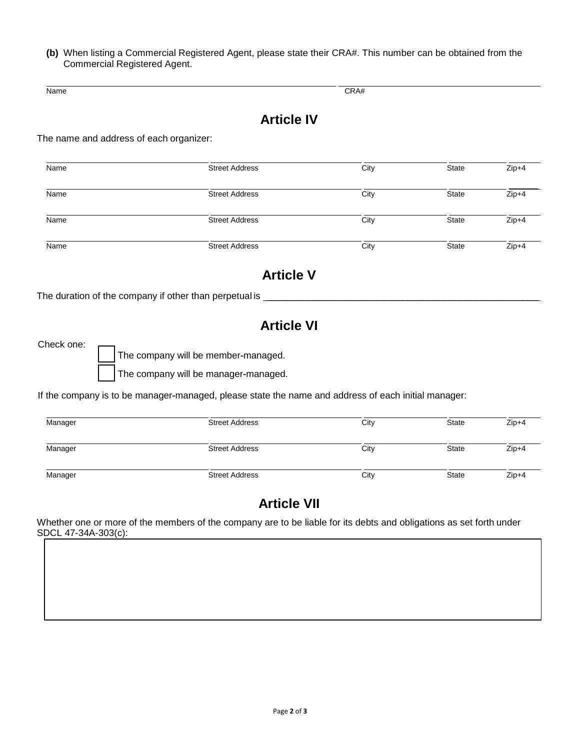**(b)** When listing a Commercial Registered Agent, please state their CRA#. This number can be obtained from the Commercial Registered Agent.

| Name | CRA# |
|---|---|
| | |

## Article IV

The name and address of each organizer:

| Name | Street Address | City | State | Zip+4 |
|---|---|---|---|---|
| | | | | |
| | | | | |
| | | | | |
| | | | | |

## Article V

The duration of the company if other than perpetual is \_\_\_\_\_\_\_\_\_\_\_\_\_\_\_\_\_\_\_\_\_\_\_\_\_\_\_\_\_\_\_\_\_\_\_\_\_\_\_\_\_\_\_\_\_\_\_\_

## Article VI

Check one:

- ☐ The company will be member-managed.
- ☐ The company will be manager-managed.

If the company is to be manager-managed, please state the name and address of each initial manager:

| Manager | Street Address | City | State | Zip+4 |
|---|---|---|---|---|
| | | | | |
| | | | | |
| | | | | |

## Article VII

Whether one or more of the members of the company are to be liable for its debts and obligations as set forth under SDCL 47-34A-303(c):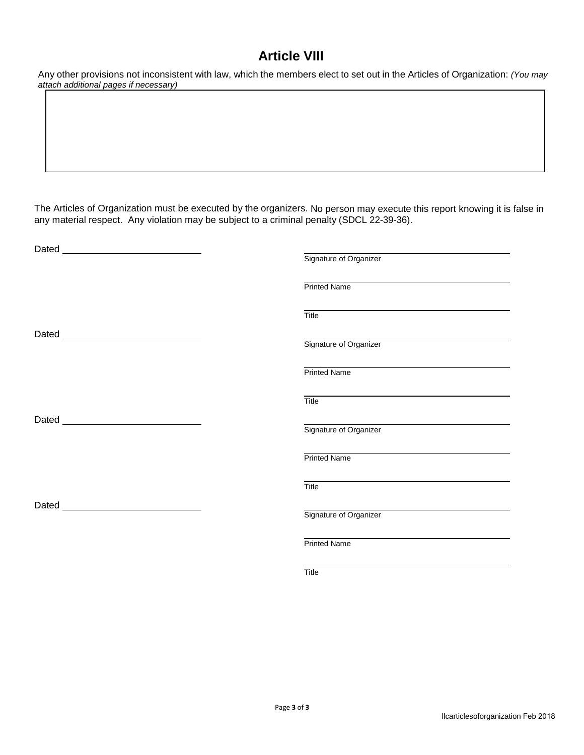# Article VIII

Any other provisions not inconsistent with law, which the members elect to set out in the Articles of Organization: *(You may attach additional pages if necessary)*

The Articles of Organization must be executed by the organizers. No person may execute this report knowing it is false in any material respect. Any violation may be subject to a criminal penalty (SDCL 22-39-36).

Dated ____________________________

____________________________
Signature of Organizer

____________________________
Printed Name

____________________________
Title

Dated ____________________________

____________________________
Signature of Organizer

____________________________
Printed Name

____________________________
Title

Dated ____________________________

____________________________
Signature of Organizer

____________________________
Printed Name

____________________________
Title

Dated ____________________________

____________________________
Signature of Organizer

____________________________
Printed Name

____________________________
Title

llcarticlesoforganization Feb 2018